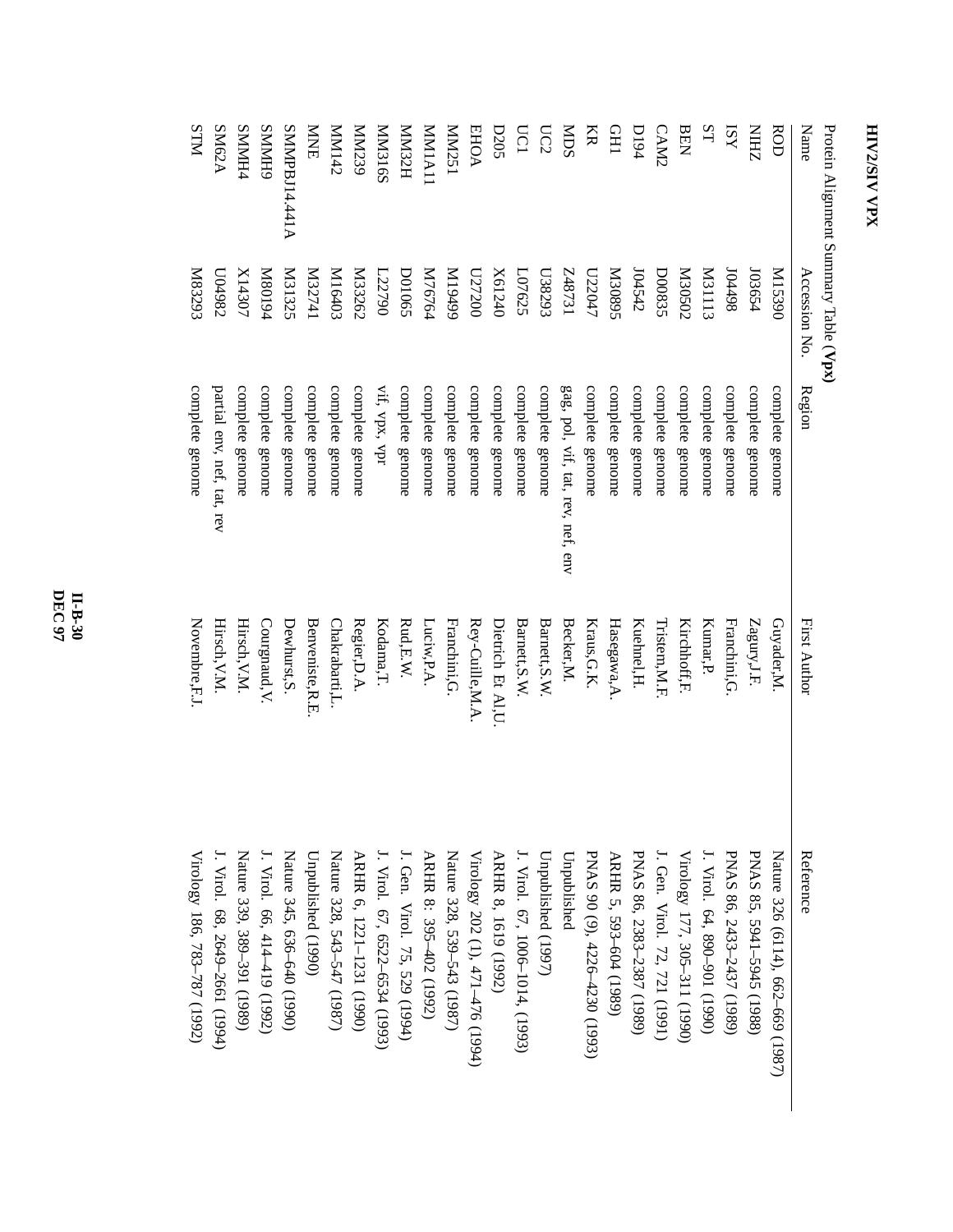# HIV2/SIV VPX

Protein Alignment Summary Table (**Vpx**)

| Name | Accession No. | Region | First Author | Reference |
|---|---|---|---|---|
| ROD | M15390 | complete genome | Guyader,M. | Nature 326 (6114), 662–669 (1987) |
| NIHZ | J03654 | complete genome | Zagury,J.F. | PNAS 85, 5941–5945 (1988) |
| ISY | J04498 | complete genome | Franchini,G. | PNAS 86, 2433–2437 (1989) |
| ST | M31113 | complete genome | Kumar,P. | J. Virol. 64, 890–901 (1990) |
| BEN | M30502 | complete genome | Kirchhoff,F. | Virology 177, 305–311 (1990) |
| CAM2 | D00835 | complete genome | Tristem,M.F. | J. Gen. Virol. 72, 721 (1991) |
| D194 | J04542 | complete genome | Kuehnel,H. | PNAS 86, 2383–2387 (1989) |
| GH1 | M30895 | complete genome | Hasegawa,A. | ARHR 5, 593–604 (1989) |
| KR | U22047 | complete genome | Kraus,G.K. | PNAS 90 (9), 4226–4230 (1993) |
| MDS | Z48731 | gag, pol, vif, tat, rev, nef, env | Becker,M. | Unpublished |
| UC2 | U38293 | complete genome | Barnett,S.W. | Unpublished (1997) |
| UC1 | L07625 | complete genome | Barnett,S.W. | J. Virol. 67, 1006–1014, (1993) |
| D205 | X61240 | complete genome | Dietrich Et Al,U. | ARHR 8, 1619 (1992) |
| EHOA | U27200 | complete genome | Rey-Cuille,M.A. | Virology 202 (1), 471–476 (1994) |
| MM251 | M19499 | complete genome | Franchini,G. | Nature 328, 539–543 (1987) |
| MM1A11 | M76764 | complete genome | Luciw,P.A. | ARHR 8: 395–402 (1992) |
| MM32H | D01065 | complete genome | Rud,E.W. | J. Gen. Virol. 75, 529 (1994) |
| MM316S | L22790 | vif, vpx, vpr | Kodama,T. | J. Virol. 67, 6522–6534 (1993) |
| MM239 | M33262 | complete genome | Regier,D.A. | ARHR 6, 1221–1231 (1990) |
| MM142 | M16403 | complete genome | Chakrabarti,L. | Nature 328, 543–547 (1987) |
| MNE | M32741 | complete genome | Benveniste,R.E. | Unpublished (1990) |
| SMMPBJ14.441A | M31325 | complete genome | Dewhurst,S. | Nature 345, 636–640 (1990) |
| SMMH9 | M80194 | complete genome | Courgnaud,V. | J. Virol. 66, 414–419 (1992) |
| SMMH4 | X14307 | complete genome | Hirsch,V.M. | Nature 339, 389–391 (1989) |
| SM62A | U04982 | partial env, nef, tat, rev | Hirsch,V.M. | J. Virol. 68, 2649–2661 (1994) |
| STM | M83293 | complete genome | Novembre,F.J. | Virology 186, 783–787 (1992) |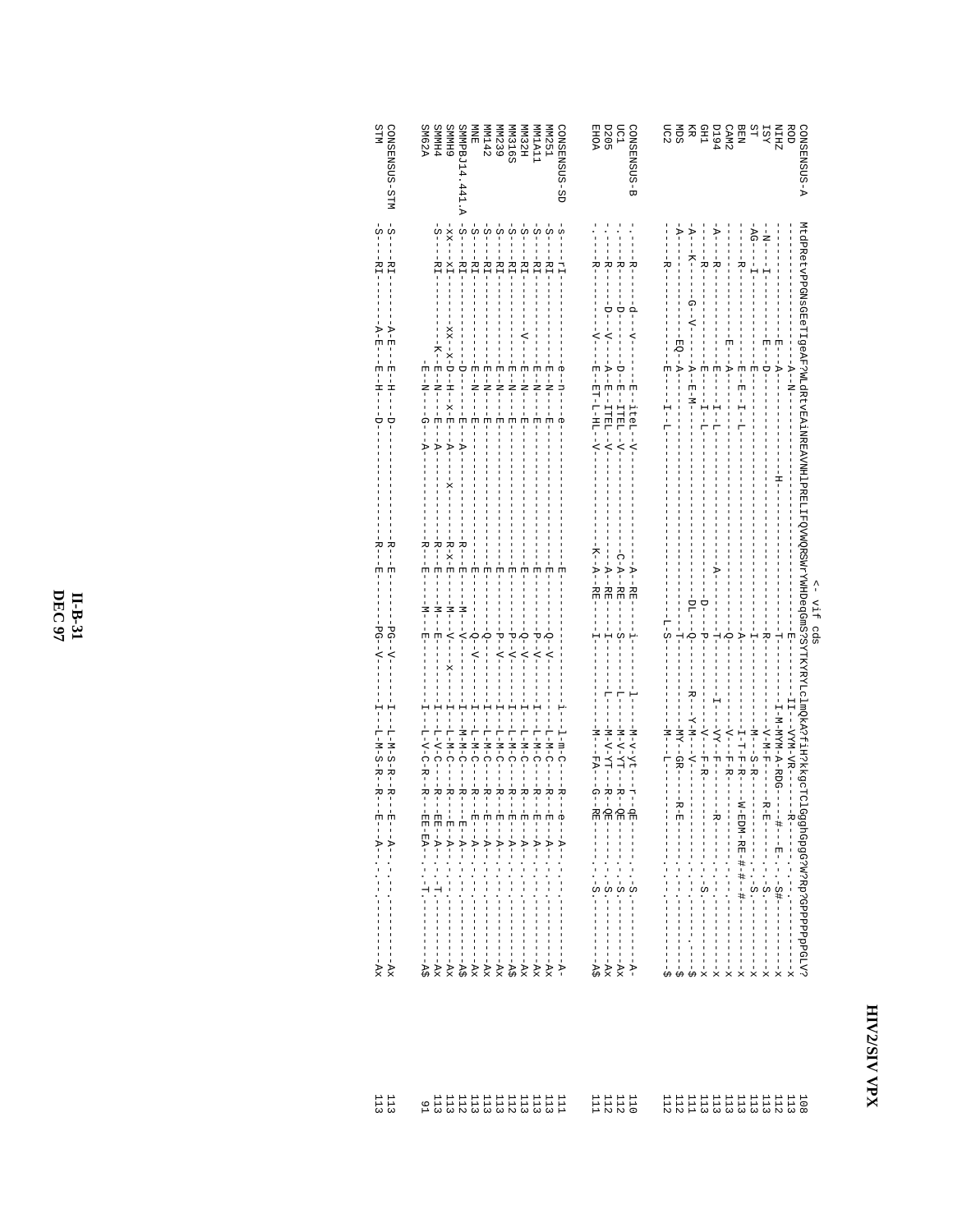# HIV2/SIV VPX

```
                                                          <- vif cds
CONSENSUS-A     MtdPRetvPPGNsGEeTIgeAF?WLdRtVEAINREAVNHlPRELIFQVWQRSWrYWHDeqGmS?SYTKYRYLcLmQKA?fiH?kkgcTClGgghGpgG?W?Rp?GPPPPPPGLV?   108
ROD             ---------A--N------------------------------------------------E-------II--VYH-VR-------R----.----.------x   113
NIHZ            ---------A-----------------------H--------------------------T---------I-M-MYH-A-RDG----#---E-.--S#------x   112
ISY             -N---I--------E--D------------------------------------------R--------V-M-F--------R-E--------S.-------x   113
ST              -AG---I--------E-----------------------------------------------I--------M---S-R----------S.----------x   113
BEN             ----R----------E--E-I-L--------------------------------A--------I-T-F-R----W-EDM-RE-#-#--#----------x   113
CAM2            ------------E--A------------------------------------------Q--------V---F-R---------------------------x   113
D194            -A---R----------E-------I--L-----------------A--------T--------I--VY--F-------R--------------------x   113
GH1             ----R----------E-------I--L-------------------------------D---P---------V---F-R-------------S.-------x   113
KR              -A--K----G--V-----A--E-M---------------------------DL---Q----------R---Y-M---V-----------------------$   111
MDS             -A---------EQ--A------------------------------------------T----------MY--GR------R-E-----------------$   112
UC2             -----R---------E--------I--L-------------------------------L-S--------M----L---------------------$   112

CONSENSUS-B     -.---R----d---V------E--iteL--V-------------------A-RE----i--------l----M-V-yt---r--qE-------.-S.-------A-   110
UC1             -.---R----D-----D--E--ITEL--V--------------------C-A-RE-----S------L-----M-V-YT-----R--QE--------S.-------Ax   112
D205            -.---R----D--V------A--E--ITEL--V------------------A-RE----I--------L----M-V-YT----R--QE--------S.-------Ax   112
EHOA            -.---R-------V------E--ET-L-HL--V---------------K--A-RE-----I--------------M---FA----G--RE--------.-S.-------A$   111

CONSENSUS-SD    -s---rI---------e--n-----e-------------------E--------------i---l-m-C-----R--e--A--------------A-   111
MM251           -S---RI---------E--N-----E------------------E---------Q---V------L-M-C-----R--E--A--------------Ax   113
MM1A11          -S---RI---------E--N-----E------------------E---------P---V------I---L-M-C---R--E--A-------------Ax   113
MM32H           -S---RI-----V----E--N-----E-------------------E---------Q---V------I---L-M-C---R--E--A------------Ax   113
MM316S          -S---RI---------E--N-----E------------------E---------P---V------I---L-M-C---R--E--A------------A$   112
MM239           -S---RI---------E--N-----E------------------E---------P---V------I---L-M-C---R--E--A------------Ax   113
MM142           -S---RI---------E--N-----E------------------E---------Q---------I---L-M-C---R--E--A------------Ax   113
MNE             -S---RI---------E--N-----E------------------E---------Q---V------I---L-M-C---R--E--A------------Ax   113
SMMPBJ14.441.A  -S---RI----------D---------E---A------------R--E-----M---V------I---M-M-C---R--E--A------------A$   112
SMMH9           -xx---xI------xx--x-D--H--x-E---A----x-------R-x-E-----M---V--x----I---L-M-C---R--E--A------------Ax   113
SMMH4           -S---RI-------K---E--N-----E---A------------R---E-----M---E------I---L-V-C---R--EE--A------T.-------Ax   113
SM62A           ----------------E--N-----G---A------------R---E-----M---E------I---L-V-C-R--R---EE-EA-----T.-------A$   91

CONSENSUS-STM   -S---RI--------A-E---E--H----D------------R---E-----PG--V------I---L-M-S-R--R---E---A-------------Ax   113
STM             -S---RI--------A-E---E--H----D------------R---E-----PG--V------I---L-M-S-R--R---E---A-------------Ax   113
```